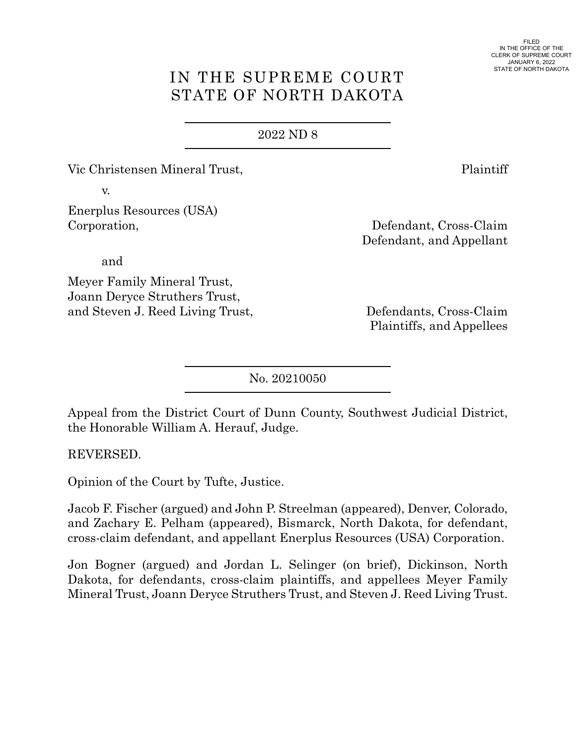FILED
IN THE OFFICE OF THE
CLERK OF SUPREME COURT
JANUARY 6, 2022
STATE OF NORTH DAKOTA

# IN THE SUPREME COURT
# STATE OF NORTH DAKOTA

2022 ND 8

Vic Christensen Mineral Trust, Plaintiff

v.

Enerplus Resources (USA) Corporation, Defendant, Cross-Claim Defendant, and Appellant

and

Meyer Family Mineral Trust, Joann Deryce Struthers Trust, and Steven J. Reed Living Trust, Defendants, Cross-Claim Plaintiffs, and Appellees

No. 20210050

Appeal from the District Court of Dunn County, Southwest Judicial District, the Honorable William A. Herauf, Judge.

REVERSED.

Opinion of the Court by Tufte, Justice.

Jacob F. Fischer (argued) and John P. Streelman (appeared), Denver, Colorado, and Zachary E. Pelham (appeared), Bismarck, North Dakota, for defendant, cross-claim defendant, and appellant Enerplus Resources (USA) Corporation.

Jon Bogner (argued) and Jordan L. Selinger (on brief), Dickinson, North Dakota, for defendants, cross-claim plaintiffs, and appellees Meyer Family Mineral Trust, Joann Deryce Struthers Trust, and Steven J. Reed Living Trust.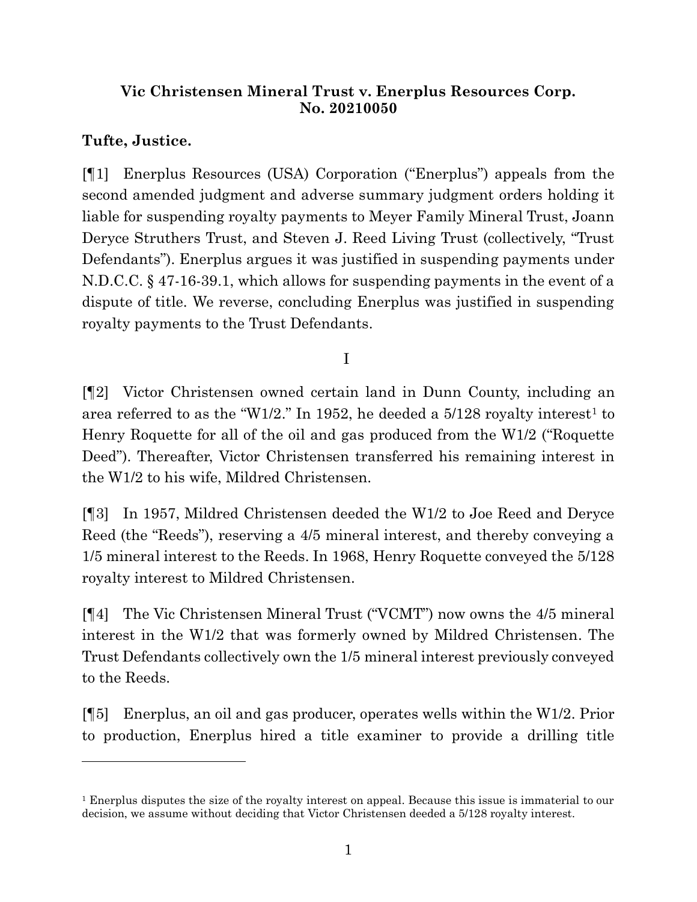**Vic Christensen Mineral Trust v. Enerplus Resources Corp.**
**No. 20210050**

**Tufte, Justice.**

[¶1] Enerplus Resources (USA) Corporation ("Enerplus") appeals from the second amended judgment and adverse summary judgment orders holding it liable for suspending royalty payments to Meyer Family Mineral Trust, Joann Deryce Struthers Trust, and Steven J. Reed Living Trust (collectively, "Trust Defendants"). Enerplus argues it was justified in suspending payments under N.D.C.C. § 47-16-39.1, which allows for suspending payments in the event of a dispute of title. We reverse, concluding Enerplus was justified in suspending royalty payments to the Trust Defendants.

I

[¶2] Victor Christensen owned certain land in Dunn County, including an area referred to as the "W1/2." In 1952, he deeded a 5/128 royalty interest[1] to Henry Roquette for all of the oil and gas produced from the W1/2 ("Roquette Deed"). Thereafter, Victor Christensen transferred his remaining interest in the W1/2 to his wife, Mildred Christensen.

[¶3] In 1957, Mildred Christensen deeded the W1/2 to Joe Reed and Deryce Reed (the "Reeds"), reserving a 4/5 mineral interest, and thereby conveying a 1/5 mineral interest to the Reeds. In 1968, Henry Roquette conveyed the 5/128 royalty interest to Mildred Christensen.

[¶4] The Vic Christensen Mineral Trust ("VCMT") now owns the 4/5 mineral interest in the W1/2 that was formerly owned by Mildred Christensen. The Trust Defendants collectively own the 1/5 mineral interest previously conveyed to the Reeds.

[¶5] Enerplus, an oil and gas producer, operates wells within the W1/2. Prior to production, Enerplus hired a title examiner to provide a drilling title

[1] Enerplus disputes the size of the royalty interest on appeal. Because this issue is immaterial to our decision, we assume without deciding that Victor Christensen deeded a 5/128 royalty interest.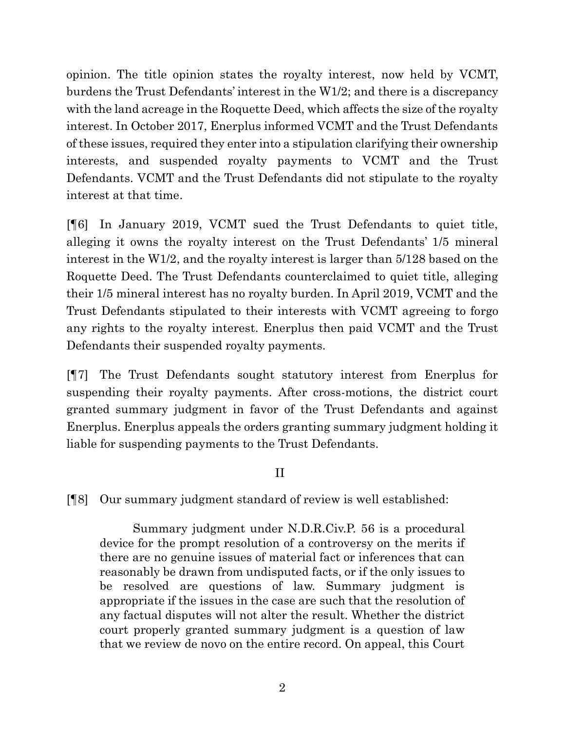opinion. The title opinion states the royalty interest, now held by VCMT, burdens the Trust Defendants' interest in the W1/2; and there is a discrepancy with the land acreage in the Roquette Deed, which affects the size of the royalty interest. In October 2017, Enerplus informed VCMT and the Trust Defendants of these issues, required they enter into a stipulation clarifying their ownership interests, and suspended royalty payments to VCMT and the Trust Defendants. VCMT and the Trust Defendants did not stipulate to the royalty interest at that time.

[¶6] In January 2019, VCMT sued the Trust Defendants to quiet title, alleging it owns the royalty interest on the Trust Defendants' 1/5 mineral interest in the W1/2, and the royalty interest is larger than 5/128 based on the Roquette Deed. The Trust Defendants counterclaimed to quiet title, alleging their 1/5 mineral interest has no royalty burden. In April 2019, VCMT and the Trust Defendants stipulated to their interests with VCMT agreeing to forgo any rights to the royalty interest. Enerplus then paid VCMT and the Trust Defendants their suspended royalty payments.

[¶7] The Trust Defendants sought statutory interest from Enerplus for suspending their royalty payments. After cross-motions, the district court granted summary judgment in favor of the Trust Defendants and against Enerplus. Enerplus appeals the orders granting summary judgment holding it liable for suspending payments to the Trust Defendants.

## II

[¶8] Our summary judgment standard of review is well established:

> Summary judgment under N.D.R.Civ.P. 56 is a procedural device for the prompt resolution of a controversy on the merits if there are no genuine issues of material fact or inferences that can reasonably be drawn from undisputed facts, or if the only issues to be resolved are questions of law. Summary judgment is appropriate if the issues in the case are such that the resolution of any factual disputes will not alter the result. Whether the district court properly granted summary judgment is a question of law that we review de novo on the entire record. On appeal, this Court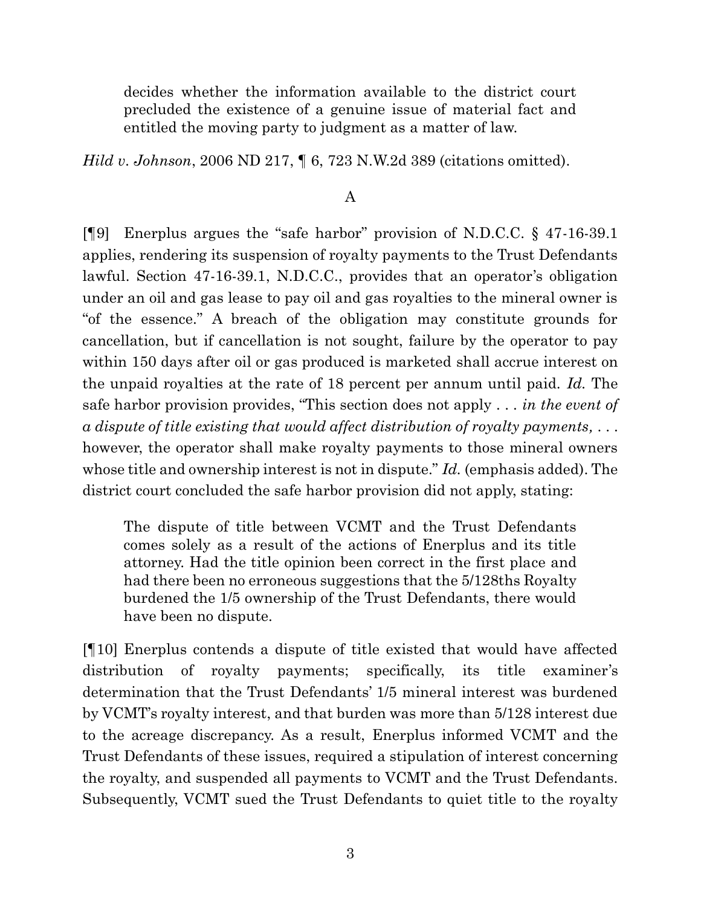decides whether the information available to the district court precluded the existence of a genuine issue of material fact and entitled the moving party to judgment as a matter of law.

*Hild v. Johnson*, 2006 ND 217, ¶ 6, 723 N.W.2d 389 (citations omitted).

A

[¶9] Enerplus argues the "safe harbor" provision of N.D.C.C. § 47-16-39.1 applies, rendering its suspension of royalty payments to the Trust Defendants lawful. Section 47-16-39.1, N.D.C.C., provides that an operator's obligation under an oil and gas lease to pay oil and gas royalties to the mineral owner is "of the essence." A breach of the obligation may constitute grounds for cancellation, but if cancellation is not sought, failure by the operator to pay within 150 days after oil or gas produced is marketed shall accrue interest on the unpaid royalties at the rate of 18 percent per annum until paid. *Id.* The safe harbor provision provides, "This section does not apply . . . *in the event of a dispute of title existing that would affect distribution of royalty payments,* . . . however, the operator shall make royalty payments to those mineral owners whose title and ownership interest is not in dispute." *Id.* (emphasis added). The district court concluded the safe harbor provision did not apply, stating:

> The dispute of title between VCMT and the Trust Defendants comes solely as a result of the actions of Enerplus and its title attorney. Had the title opinion been correct in the first place and had there been no erroneous suggestions that the 5/128ths Royalty burdened the 1/5 ownership of the Trust Defendants, there would have been no dispute.

[¶10] Enerplus contends a dispute of title existed that would have affected distribution of royalty payments; specifically, its title examiner's determination that the Trust Defendants' 1/5 mineral interest was burdened by VCMT's royalty interest, and that burden was more than 5/128 interest due to the acreage discrepancy. As a result, Enerplus informed VCMT and the Trust Defendants of these issues, required a stipulation of interest concerning the royalty, and suspended all payments to VCMT and the Trust Defendants. Subsequently, VCMT sued the Trust Defendants to quiet title to the royalty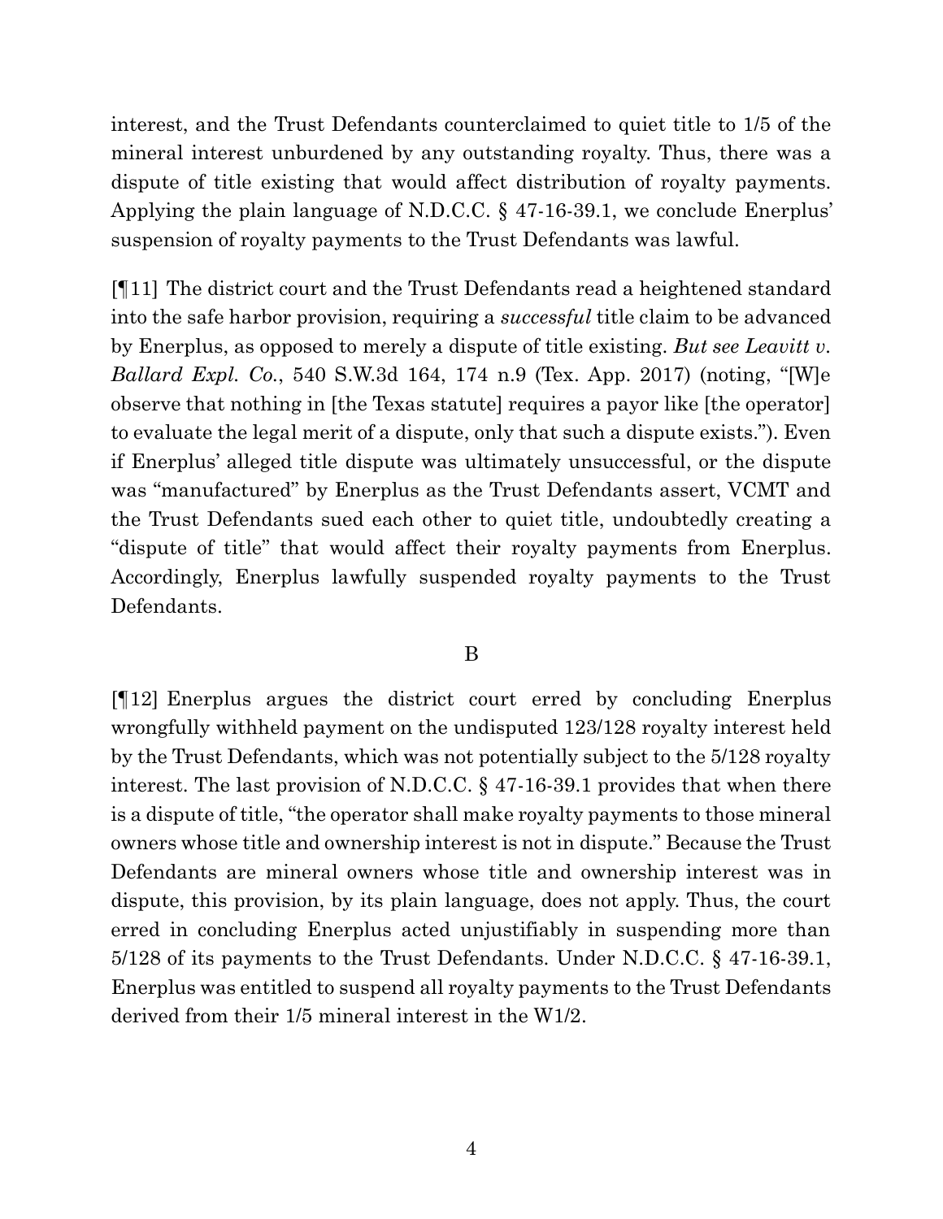interest, and the Trust Defendants counterclaimed to quiet title to 1/5 of the mineral interest unburdened by any outstanding royalty. Thus, there was a dispute of title existing that would affect distribution of royalty payments. Applying the plain language of N.D.C.C. § 47-16-39.1, we conclude Enerplus' suspension of royalty payments to the Trust Defendants was lawful.

[¶11] The district court and the Trust Defendants read a heightened standard into the safe harbor provision, requiring a *successful* title claim to be advanced by Enerplus, as opposed to merely a dispute of title existing. *But see Leavitt v. Ballard Expl. Co.*, 540 S.W.3d 164, 174 n.9 (Tex. App. 2017) (noting, "[W]e observe that nothing in [the Texas statute] requires a payor like [the operator] to evaluate the legal merit of a dispute, only that such a dispute exists."). Even if Enerplus' alleged title dispute was ultimately unsuccessful, or the dispute was "manufactured" by Enerplus as the Trust Defendants assert, VCMT and the Trust Defendants sued each other to quiet title, undoubtedly creating a "dispute of title" that would affect their royalty payments from Enerplus. Accordingly, Enerplus lawfully suspended royalty payments to the Trust Defendants.

### B

[¶12] Enerplus argues the district court erred by concluding Enerplus wrongfully withheld payment on the undisputed 123/128 royalty interest held by the Trust Defendants, which was not potentially subject to the 5/128 royalty interest. The last provision of N.D.C.C. § 47-16-39.1 provides that when there is a dispute of title, "the operator shall make royalty payments to those mineral owners whose title and ownership interest is not in dispute." Because the Trust Defendants are mineral owners whose title and ownership interest was in dispute, this provision, by its plain language, does not apply. Thus, the court erred in concluding Enerplus acted unjustifiably in suspending more than 5/128 of its payments to the Trust Defendants. Under N.D.C.C. § 47-16-39.1, Enerplus was entitled to suspend all royalty payments to the Trust Defendants derived from their 1/5 mineral interest in the W1/2.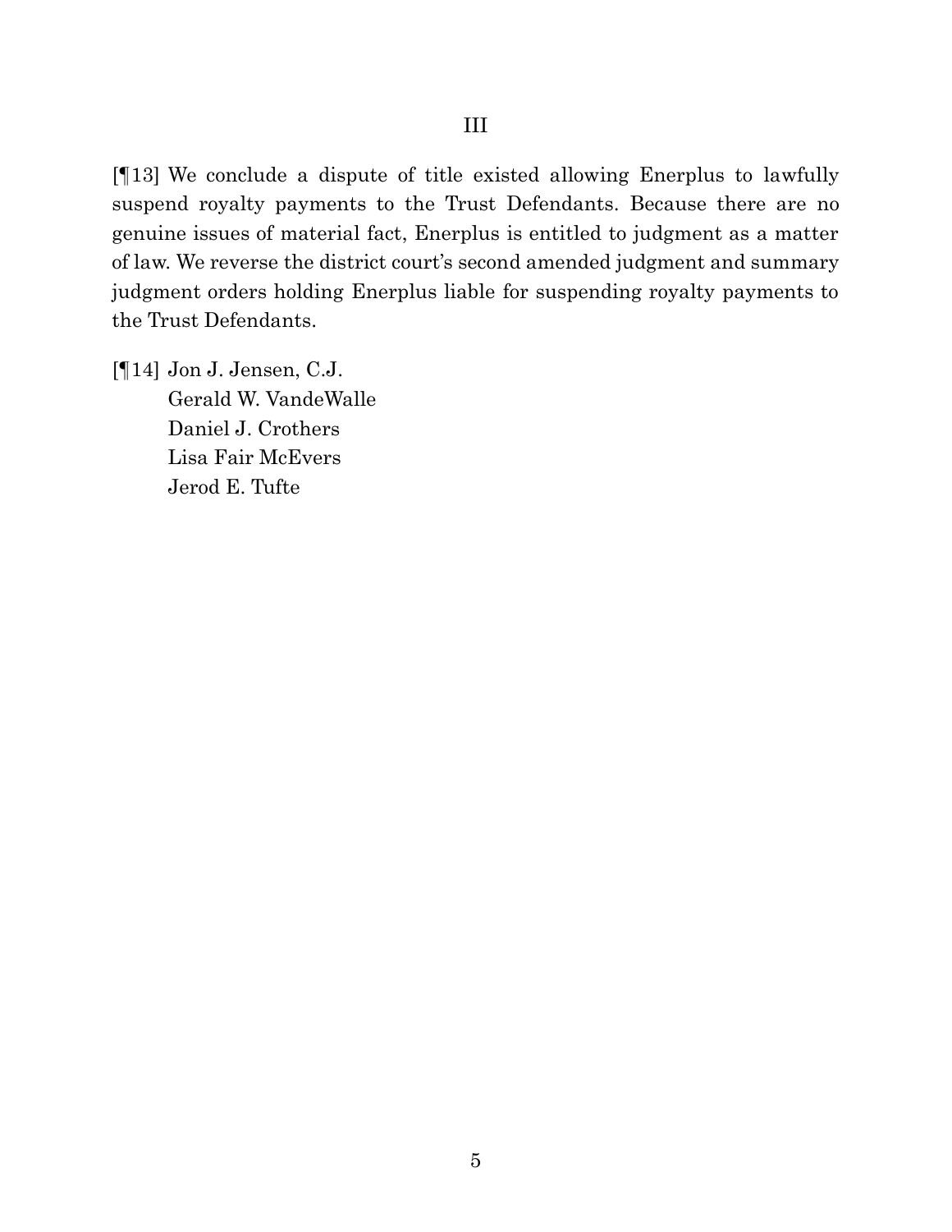## III

[¶13] We conclude a dispute of title existed allowing Enerplus to lawfully suspend royalty payments to the Trust Defendants. Because there are no genuine issues of material fact, Enerplus is entitled to judgment as a matter of law. We reverse the district court's second amended judgment and summary judgment orders holding Enerplus liable for suspending royalty payments to the Trust Defendants.

[¶14] Jon J. Jensen, C.J.
Gerald W. VandeWalle
Daniel J. Crothers
Lisa Fair McEvers
Jerod E. Tufte